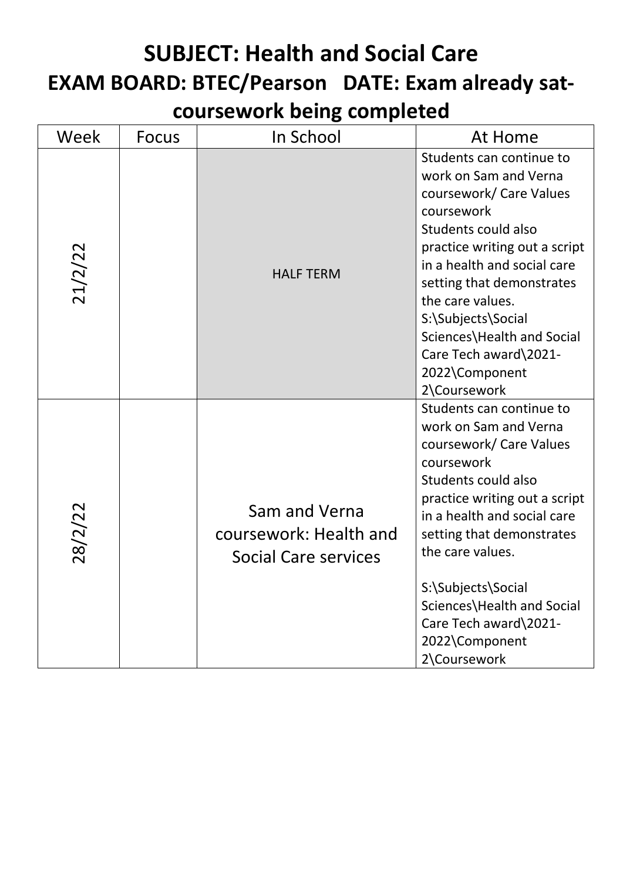# SUBJECT: Health and Social Care

# EXAM BOARD: BTEC/Pearson DATE: Exam already sat-coursework being completed

| Week | Focus | In School | At Home |
|---|---|---|---|
| 21/2/22 | | HALF TERM | Students can continue to work on Sam and Verna coursework/ Care Values coursework<br>Students could also practice writing out a script in a health and social care setting that demonstrates the care values.<br>S:\Subjects\Social Sciences\Health and Social Care Tech award\2021-2022\Component 2\Coursework |
| 28/2/22 | | Sam and Verna coursework: Health and Social Care services | Students can continue to work on Sam and Verna coursework/ Care Values coursework<br>Students could also practice writing out a script in a health and social care setting that demonstrates the care values.<br><br>S:\Subjects\Social Sciences\Health and Social Care Tech award\2021-2022\Component 2\Coursework |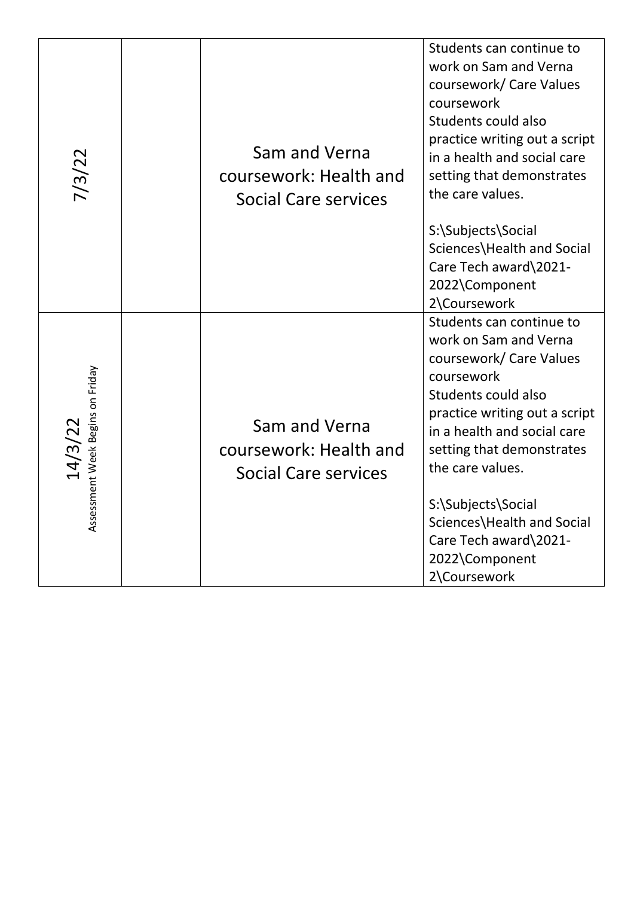| | | | |
|---|---|---|---|
| 7/3/22 | | Sam and Verna coursework: Health and Social Care services | Students can continue to work on Sam and Verna coursework/ Care Values coursework<br>Students could also practice writing out a script in a health and social care setting that demonstrates the care values.<br><br>S:\Subjects\Social Sciences\Health and Social Care Tech award\2021-2022\Component 2\Coursework |
| 14/3/22<br>Assessment Week Begins on Friday | | Sam and Verna coursework: Health and Social Care services | Students can continue to work on Sam and Verna coursework/ Care Values coursework<br>Students could also practice writing out a script in a health and social care setting that demonstrates the care values.<br><br>S:\Subjects\Social Sciences\Health and Social Care Tech award\2021-2022\Component 2\Coursework |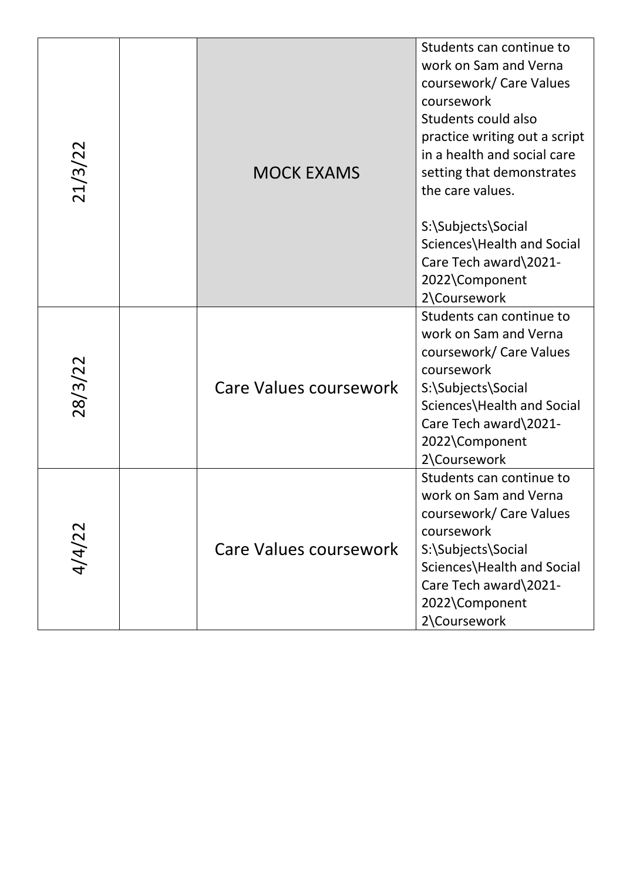| | | | |
|---|---|---|---|
| 21/3/22 | | MOCK EXAMS | Students can continue to work on Sam and Verna coursework/ Care Values coursework<br>Students could also practice writing out a script in a health and social care setting that demonstrates the care values.<br><br>S:\Subjects\Social Sciences\Health and Social Care Tech award\2021-2022\Component 2\Coursework |
| 28/3/22 | | Care Values coursework | Students can continue to work on Sam and Verna coursework/ Care Values coursework<br>S:\Subjects\Social Sciences\Health and Social Care Tech award\2021-2022\Component 2\Coursework |
| 4/4/22 | | Care Values coursework | Students can continue to work on Sam and Verna coursework/ Care Values coursework<br>S:\Subjects\Social Sciences\Health and Social Care Tech award\2021-2022\Component 2\Coursework |